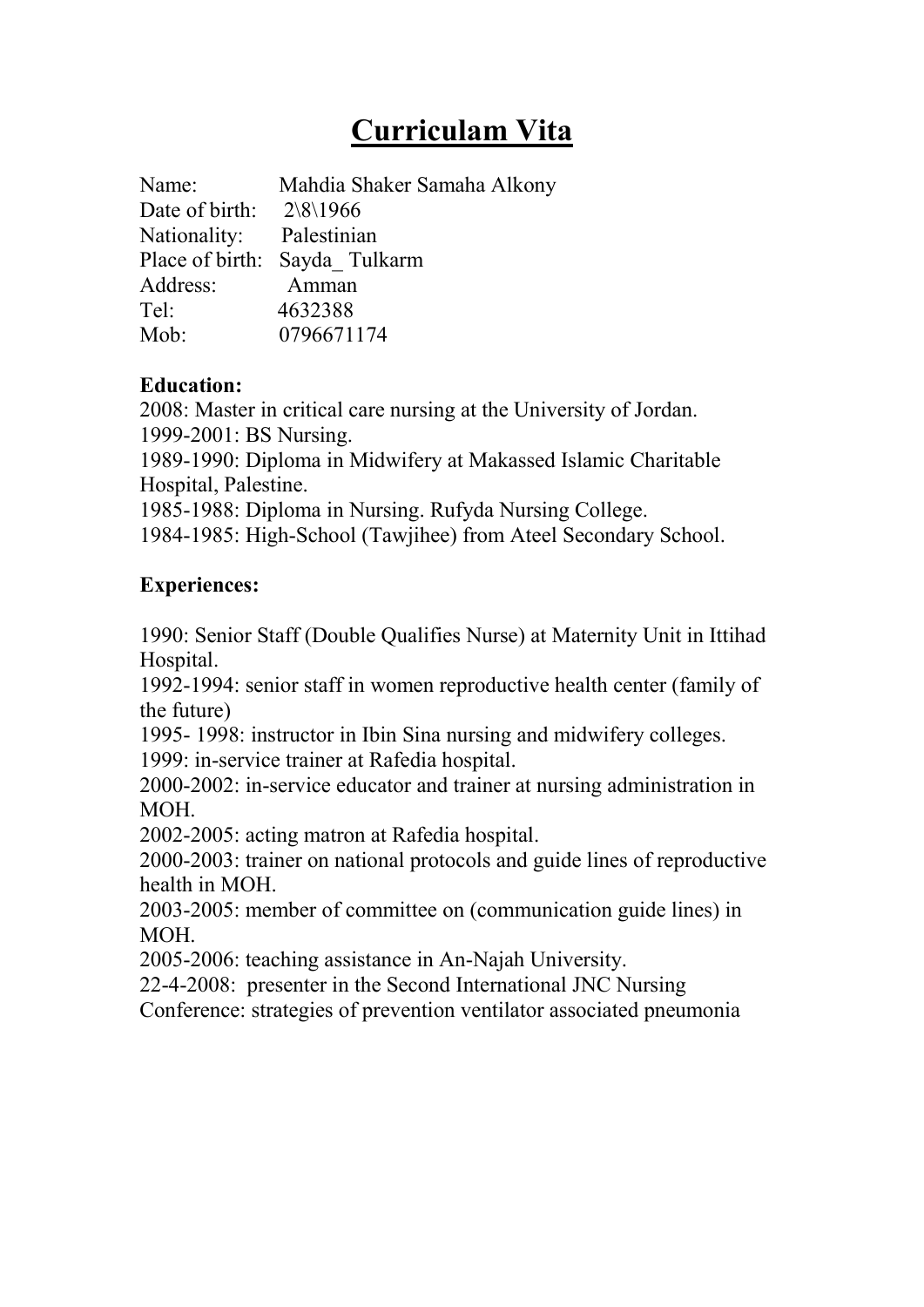# Curriculam Vita

Name: Mahdia Shaker Samaha Alkony
Date of birth: 2\8\1966
Nationality: Palestinian
Place of birth: Sayda_ Tulkarm
Address: Amman
Tel: 4632388
Mob: 0796671174

**Education:**

2008: Master in critical care nursing at the University of Jordan.
1999-2001: BS Nursing.
1989-1990: Diploma in Midwifery at Makassed Islamic Charitable Hospital, Palestine.
1985-1988: Diploma in Nursing. Rufyda Nursing College.
1984-1985: High-School (Tawjihee) from Ateel Secondary School.

**Experiences:**

1990: Senior Staff (Double Qualifies Nurse) at Maternity Unit in Ittihad Hospital.
1992-1994: senior staff in women reproductive health center (family of the future)
1995- 1998: instructor in Ibin Sina nursing and midwifery colleges.
1999: in-service trainer at Rafedia hospital.
2000-2002: in-service educator and trainer at nursing administration in MOH.
2002-2005: acting matron at Rafedia hospital.
2000-2003: trainer on national protocols and guide lines of reproductive health in MOH.
2003-2005: member of committee on (communication guide lines) in MOH.
2005-2006: teaching assistance in An-Najah University.
22-4-2008: presenter in the Second International JNC Nursing Conference: strategies of prevention ventilator associated pneumonia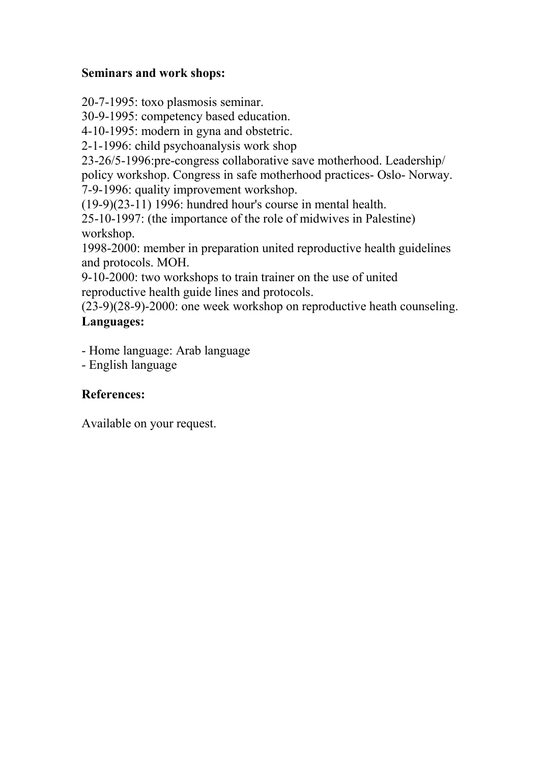**Seminars and work shops:**

20-7-1995: toxo plasmosis seminar.

30-9-1995: competency based education.

4-10-1995: modern in gyna and obstetric.

2-1-1996: child psychoanalysis work shop

23-26/5-1996:pre-congress collaborative save motherhood. Leadership/ policy workshop. Congress in safe motherhood practices- Oslo- Norway.

7-9-1996: quality improvement workshop.

(19-9)(23-11) 1996: hundred hour's course in mental health.

25-10-1997: (the importance of the role of midwives in Palestine) workshop.

1998-2000: member in preparation united reproductive health guidelines and protocols. MOH.

9-10-2000: two workshops to train trainer on the use of united reproductive health guide lines and protocols.

(23-9)(28-9)-2000: one week workshop on reproductive heath counseling.

**Languages:**

- Home language: Arab language
- English language

**References:**

Available on your request.